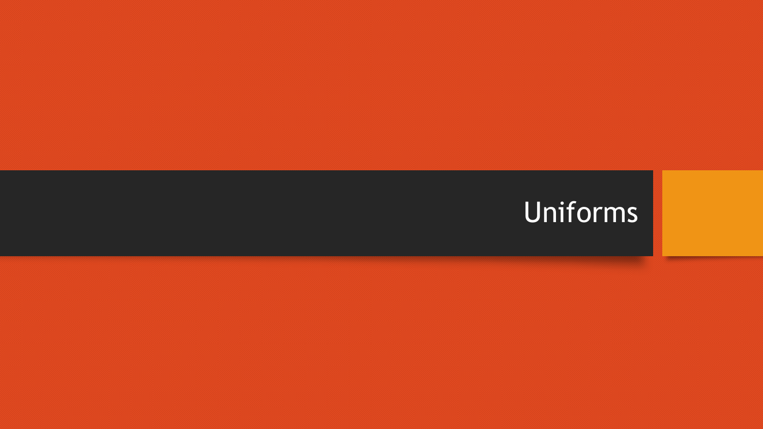# Uniforms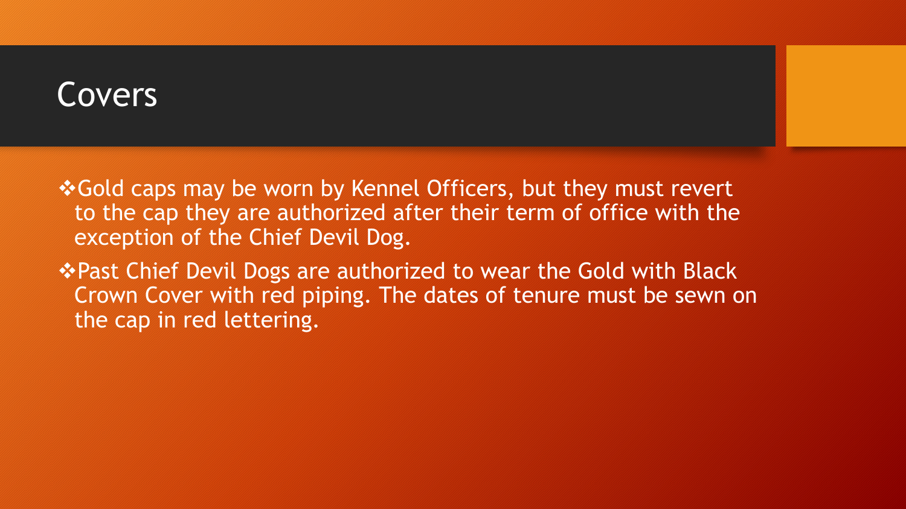# Covers

- Gold caps may be worn by Kennel Officers, but they must revert to the cap they are authorized after their term of office with the exception of the Chief Devil Dog.
- Past Chief Devil Dogs are authorized to wear the Gold with Black Crown Cover with red piping. The dates of tenure must be sewn on the cap in red lettering.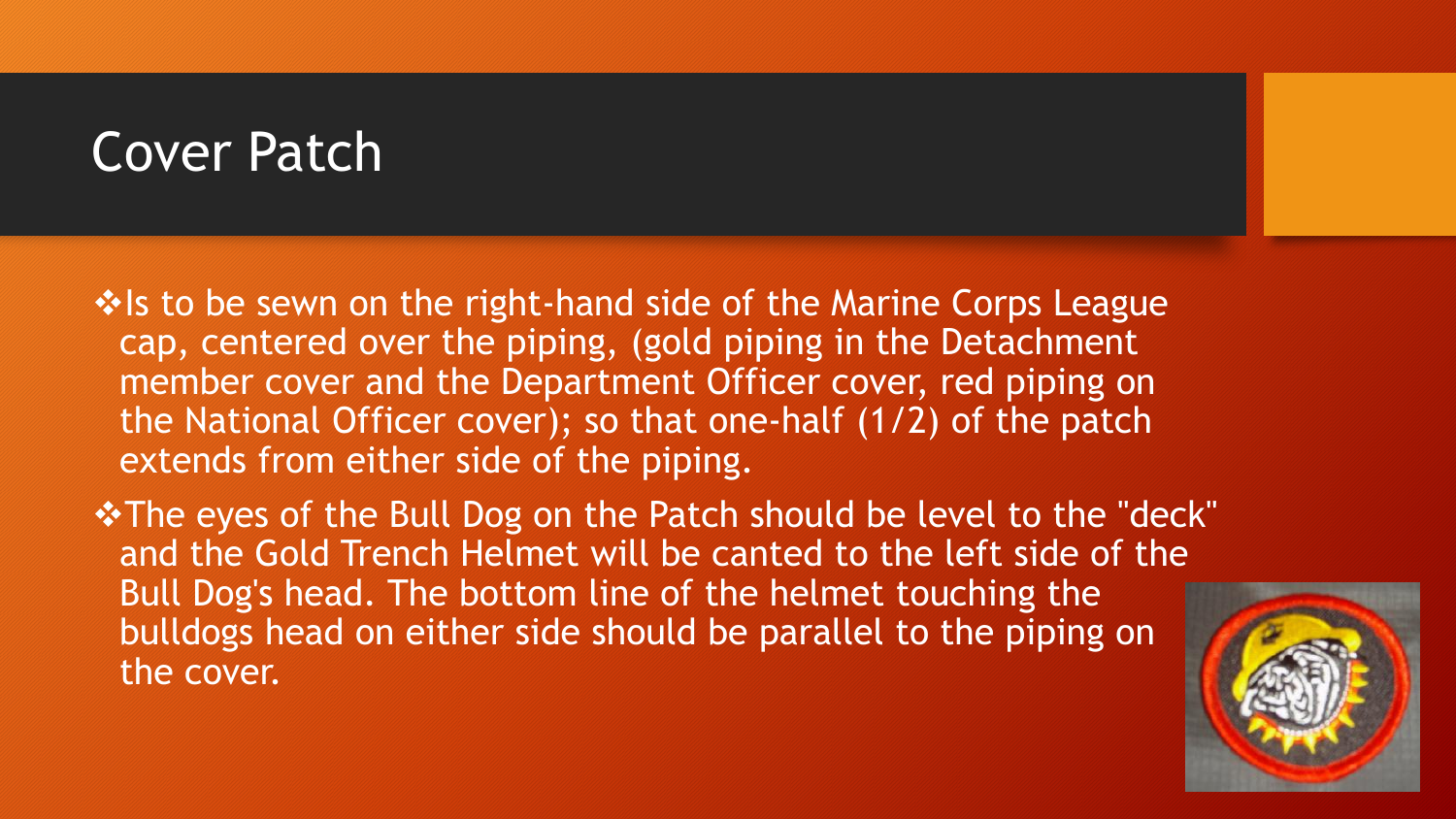# Cover Patch

- Is to be sewn on the right-hand side of the Marine Corps League cap, centered over the piping, (gold piping in the Detachment member cover and the Department Officer cover, red piping on the National Officer cover); so that one-half (1/2) of the patch extends from either side of the piping.
- The eyes of the Bull Dog on the Patch should be level to the "deck" and the Gold Trench Helmet will be canted to the left side of the Bull Dog's head. The bottom line of the helmet touching the bulldogs head on either side should be parallel to the piping on the cover.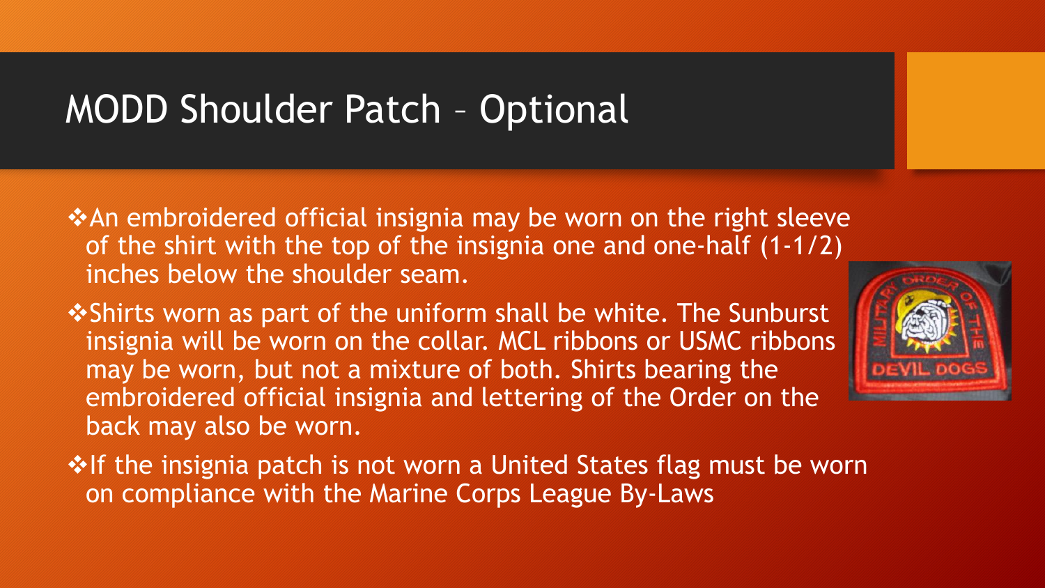# MODD Shoulder Patch – Optional

- An embroidered official insignia may be worn on the right sleeve of the shirt with the top of the insignia one and one-half (1-1/2) inches below the shoulder seam.
- Shirts worn as part of the uniform shall be white. The Sunburst insignia will be worn on the collar. MCL ribbons or USMC ribbons may be worn, but not a mixture of both. Shirts bearing the embroidered official insignia and lettering of the Order on the back may also be worn.
- If the insignia patch is not worn a United States flag must be worn on compliance with the Marine Corps League By-Laws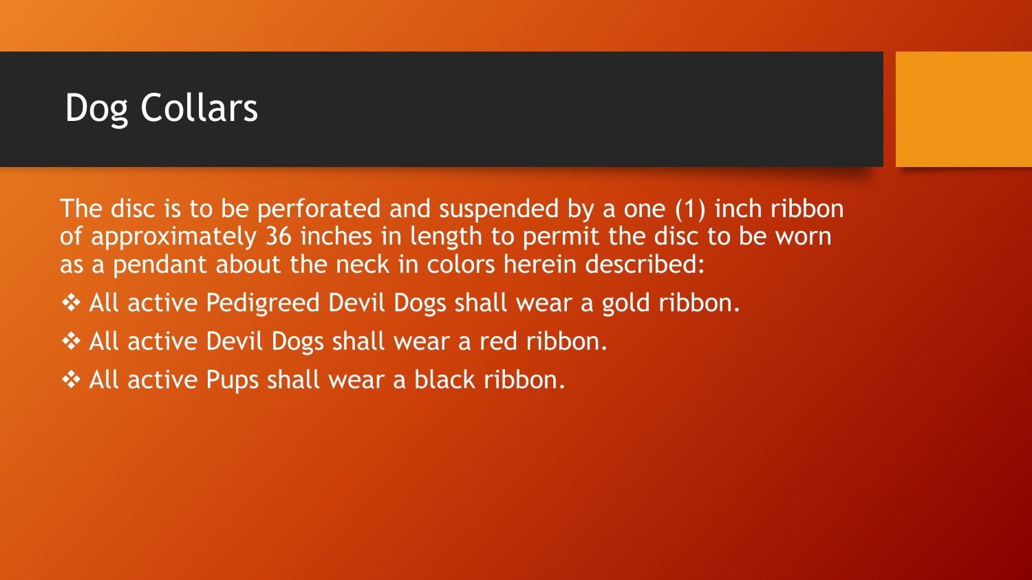# Dog Collars

The disc is to be perforated and suspended by a one (1) inch ribbon of approximately 36 inches in length to permit the disc to be worn as a pendant about the neck in colors herein described:

- All active Pedigreed Devil Dogs shall wear a gold ribbon.
- All active Devil Dogs shall wear a red ribbon.
- All active Pups shall wear a black ribbon.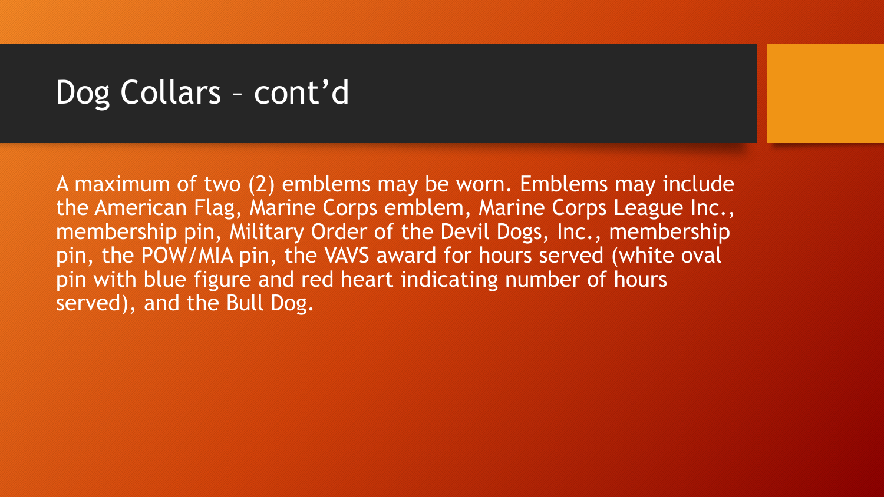# Dog Collars – cont'd

A maximum of two (2) emblems may be worn. Emblems may include the American Flag, Marine Corps emblem, Marine Corps League Inc., membership pin, Military Order of the Devil Dogs, Inc., membership pin, the POW/MIA pin, the VAVS award for hours served (white oval pin with blue figure and red heart indicating number of hours served), and the Bull Dog.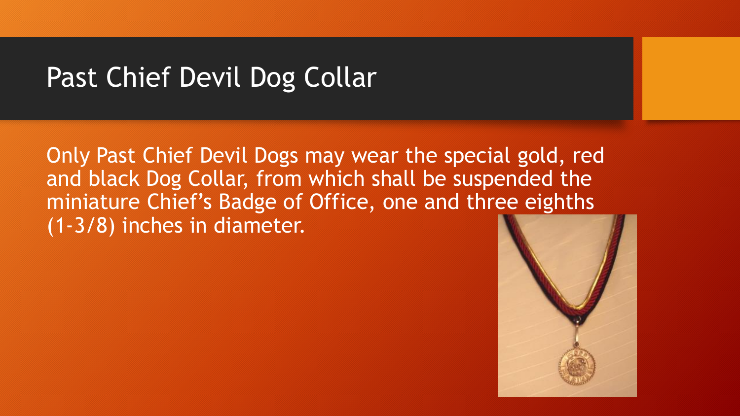# Past Chief Devil Dog Collar

Only Past Chief Devil Dogs may wear the special gold, red and black Dog Collar, from which shall be suspended the miniature Chief's Badge of Office, one and three eighths (1-3/8) inches in diameter.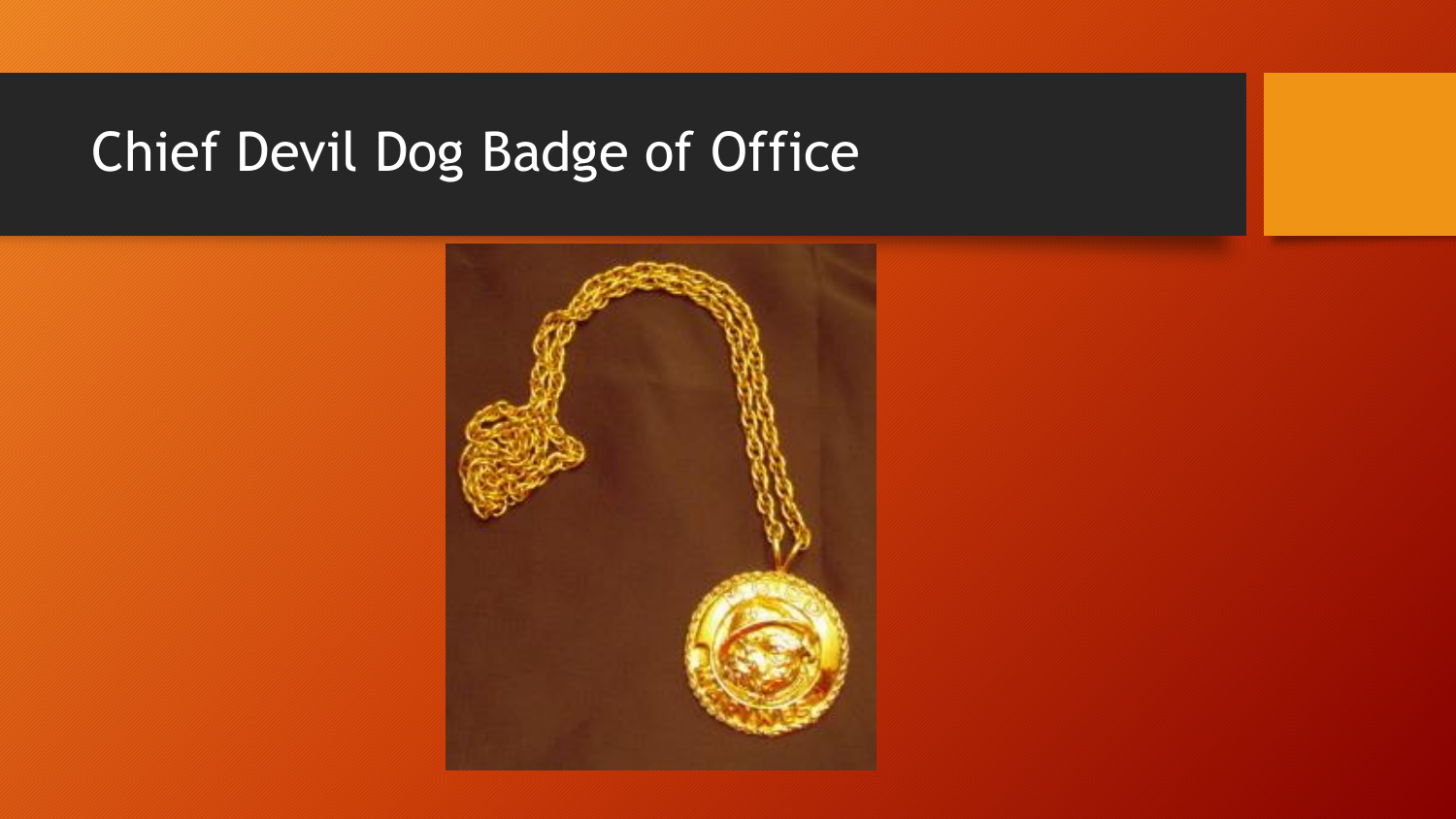# Chief Devil Dog Badge of Office